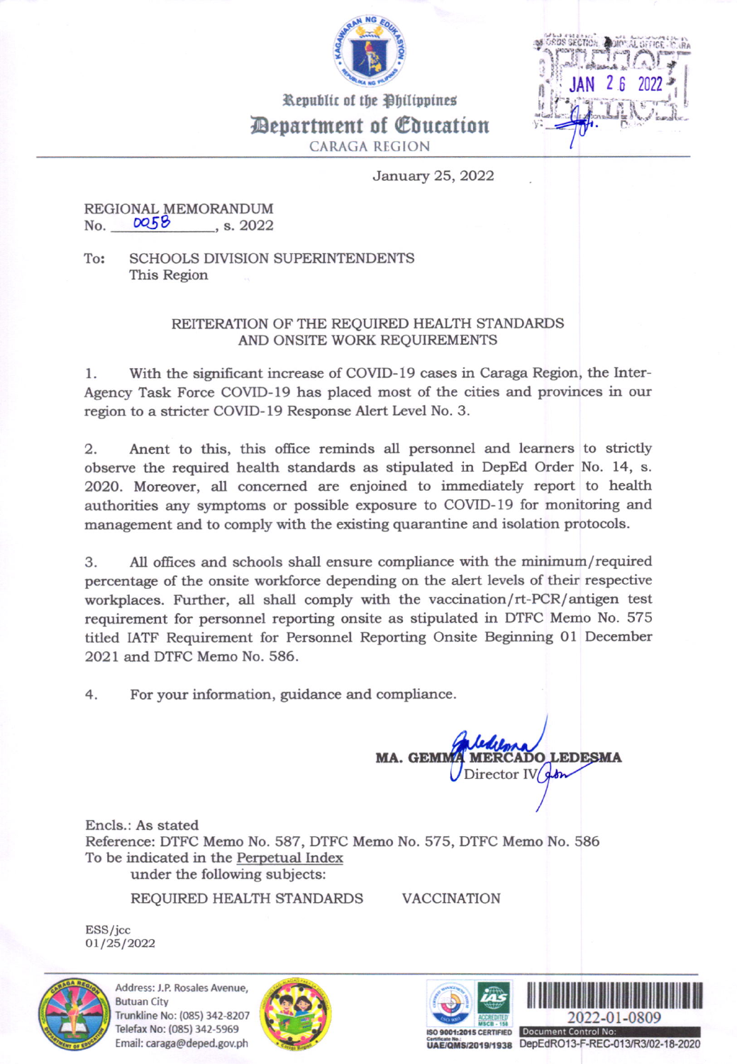Republic of the Philippines
**Department of Education**
CARAGA REGION

JAN 26 2022

January 25, 2022

REGIONAL MEMORANDUM
No. 0058, s. 2022

To: SCHOOLS DIVISION SUPERINTENDENTS
This Region

REITERATION OF THE REQUIRED HEALTH STANDARDS AND ONSITE WORK REQUIREMENTS

1. With the significant increase of COVID-19 cases in Caraga Region, the Inter-Agency Task Force COVID-19 has placed most of the cities and provinces in our region to a stricter COVID-19 Response Alert Level No. 3.

2. Anent to this, this office reminds all personnel and learners to strictly observe the required health standards as stipulated in DepEd Order No. 14, s. 2020. Moreover, all concerned are enjoined to immediately report to health authorities any symptoms or possible exposure to COVID-19 for monitoring and management and to comply with the existing quarantine and isolation protocols.

3. All offices and schools shall ensure compliance with the minimum/required percentage of the onsite workforce depending on the alert levels of their respective workplaces. Further, all shall comply with the vaccination/rt-PCR/antigen test requirement for personnel reporting onsite as stipulated in DTFC Memo No. 575 titled IATF Requirement for Personnel Reporting Onsite Beginning 01 December 2021 and DTFC Memo No. 586.

4. For your information, guidance and compliance.

**MA. GEMMA MERCADO LEDESMA**
Director IV

Encls.: As stated
Reference: DTFC Memo No. 587, DTFC Memo No. 575, DTFC Memo No. 586
To be indicated in the Perpetual Index
under the following subjects:

REQUIRED HEALTH STANDARDS VACCINATION

ESS/jcc
01/25/2022

Address: J.P. Rosales Avenue, Butuan City
Trunkline No: (085) 342-8207
Telefax No: (085) 342-5969
Email: caraga@deped.gov.ph

ISO 9001:2015 CERTIFIED
UAE/QMS/2019/1938

2022-01-0809
Document Control No:
DepEdRO13-F-REC-013/R3/02-18-2020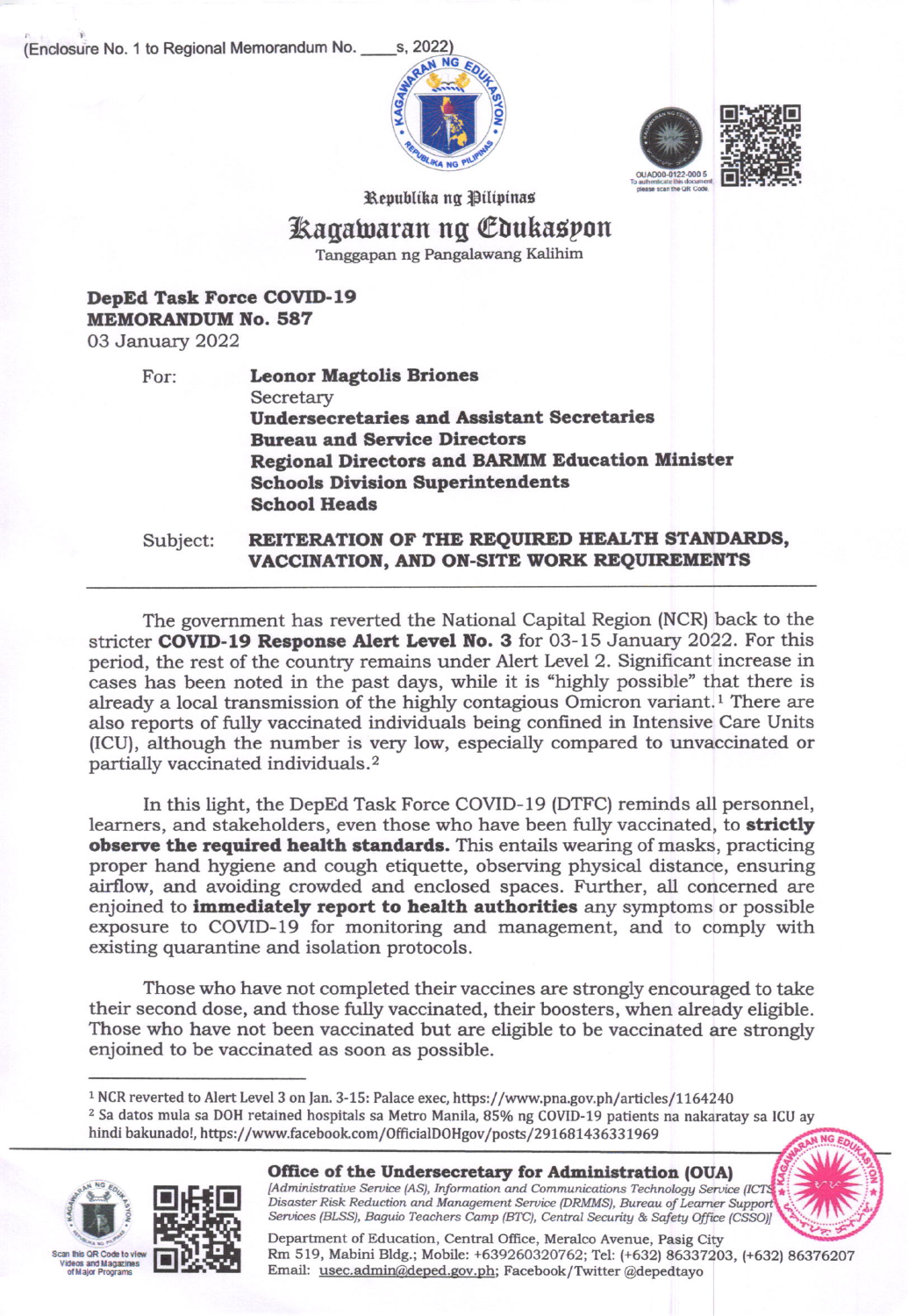(Enclosure No. 1 to Regional Memorandum No. ____s, 2022)

Republika ng Pilipinas

# Kagawaran ng Edukasyon

Tanggapan ng Pangalawang Kalihim

**DepEd Task Force COVID-19**
**MEMORANDUM No. 587**
03 January 2022

For: **Leonor Magtolis Briones**
Secretary
**Undersecretaries and Assistant Secretaries**
**Bureau and Service Directors**
**Regional Directors and BARMM Education Minister**
**Schools Division Superintendents**
**School Heads**

Subject: **REITERATION OF THE REQUIRED HEALTH STANDARDS, VACCINATION, AND ON-SITE WORK REQUIREMENTS**

---

The government has reverted the National Capital Region (NCR) back to the stricter **COVID-19 Response Alert Level No. 3** for 03-15 January 2022. For this period, the rest of the country remains under Alert Level 2. Significant increase in cases has been noted in the past days, while it is "highly possible" that there is already a local transmission of the highly contagious Omicron variant.[1] There are also reports of fully vaccinated individuals being confined in Intensive Care Units (ICU), although the number is very low, especially compared to unvaccinated or partially vaccinated individuals.[2]

In this light, the DepEd Task Force COVID-19 (DTFC) reminds all personnel, learners, and stakeholders, even those who have been fully vaccinated, to **strictly observe the required health standards.** This entails wearing of masks, practicing proper hand hygiene and cough etiquette, observing physical distance, ensuring airflow, and avoiding crowded and enclosed spaces. Further, all concerned are enjoined to **immediately report to health authorities** any symptoms or possible exposure to COVID-19 for monitoring and management, and to comply with existing quarantine and isolation protocols.

Those who have not completed their vaccines are strongly encouraged to take their second dose, and those fully vaccinated, their boosters, when already eligible. Those who have not been vaccinated but are eligible to be vaccinated are strongly enjoined to be vaccinated as soon as possible.

---

[1] NCR reverted to Alert Level 3 on Jan. 3-15: Palace exec, https://www.pna.gov.ph/articles/1164240

[2] Sa datos mula sa DOH retained hospitals sa Metro Manila, 85% ng COVID-19 patients na nakaratay sa ICU ay hindi bakunado!, https://www.facebook.com/OfficialDOHgov/posts/291681436331969

**Office of the Undersecretary for Administration (OUA)**
*[Administrative Service (AS), Information and Communications Technology Service (ICTS), Disaster Risk Reduction and Management Service (DRMMS), Bureau of Learner Support Services (BLSS), Baguio Teachers Camp (BTC), Central Security & Safety Office (CSSO)]*

Department of Education, Central Office, Meralco Avenue, Pasig City
Rm 519, Mabini Bldg.; Mobile: +639260320762; Tel: (+632) 86337203, (+632) 86376207
Email: usec.admin@deped.gov.ph; Facebook/Twitter @depedtayo